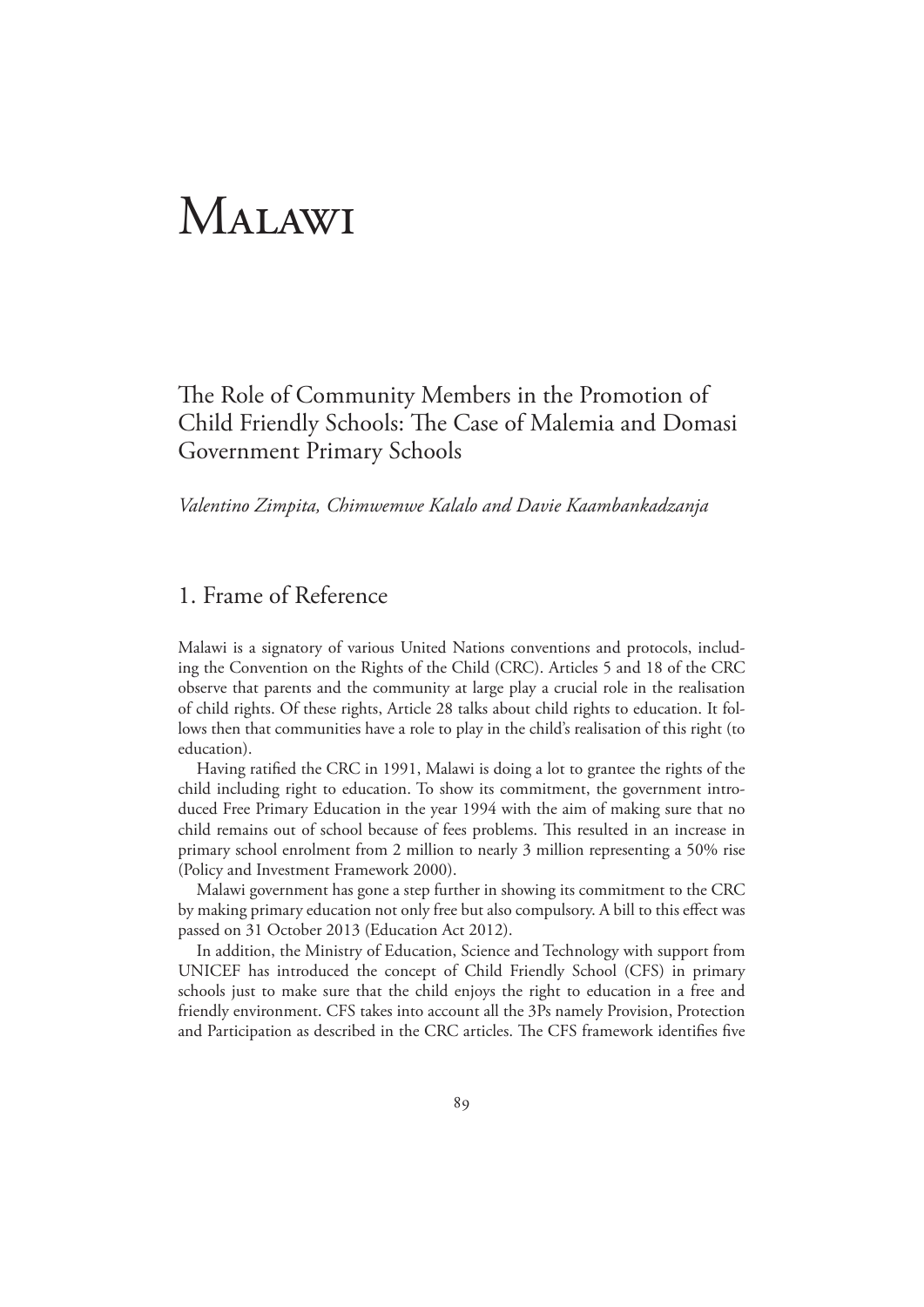# Malawi

## The Role of Community Members in the Promotion of Child Friendly Schools: The Case of Malemia and Domasi Government Primary Schools

*Valentino Zimpita, Chimwemwe Kalalo and Davie Kaambankadzanja*

## 1. Frame of Reference

Malawi is a signatory of various United Nations conventions and protocols, including the Convention on the Rights of the Child (CRC). Articles 5 and 18 of the CRC observe that parents and the community at large play a crucial role in the realisation of child rights. Of these rights, Article 28 talks about child rights to education. It follows then that communities have a role to play in the child's realisation of this right (to education).

Having ratified the CRC in 1991, Malawi is doing a lot to grantee the rights of the child including right to education. To show its commitment, the government introduced Free Primary Education in the year 1994 with the aim of making sure that no child remains out of school because of fees problems. This resulted in an increase in primary school enrolment from 2 million to nearly 3 million representing a 50% rise (Policy and Investment Framework 2000).

Malawi government has gone a step further in showing its commitment to the CRC by making primary education not only free but also compulsory. A bill to this effect was passed on 31 October 2013 (Education Act 2012).

In addition, the Ministry of Education, Science and Technology with support from UNICEF has introduced the concept of Child Friendly School (CFS) in primary schools just to make sure that the child enjoys the right to education in a free and friendly environment. CFS takes into account all the 3Ps namely Provision, Protection and Participation as described in the CRC articles. The CFS framework identifies five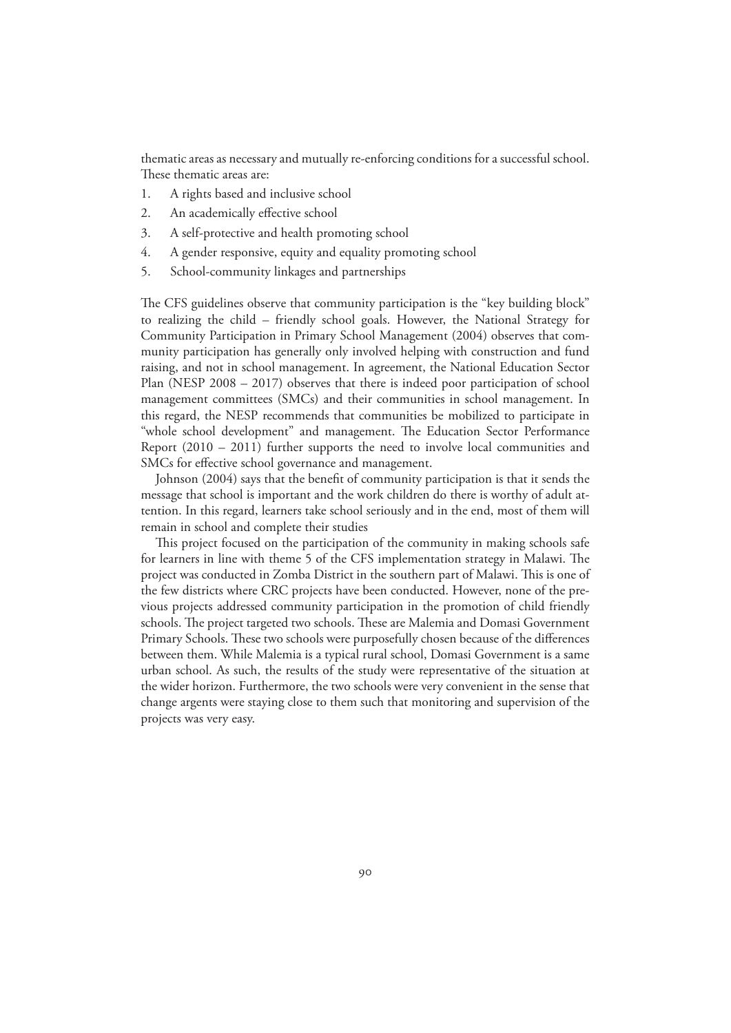thematic areas as necessary and mutually re-enforcing conditions for a successful school. These thematic areas are:

1. A rights based and inclusive school
2. An academically effective school
3. A self-protective and health promoting school
4. A gender responsive, equity and equality promoting school
5. School-community linkages and partnerships

The CFS guidelines observe that community participation is the "key building block" to realizing the child – friendly school goals. However, the National Strategy for Community Participation in Primary School Management (2004) observes that community participation has generally only involved helping with construction and fund raising, and not in school management. In agreement, the National Education Sector Plan (NESP 2008 – 2017) observes that there is indeed poor participation of school management committees (SMCs) and their communities in school management. In this regard, the NESP recommends that communities be mobilized to participate in "whole school development" and management. The Education Sector Performance Report (2010 – 2011) further supports the need to involve local communities and SMCs for effective school governance and management.

Johnson (2004) says that the benefit of community participation is that it sends the message that school is important and the work children do there is worthy of adult attention. In this regard, learners take school seriously and in the end, most of them will remain in school and complete their studies

This project focused on the participation of the community in making schools safe for learners in line with theme 5 of the CFS implementation strategy in Malawi. The project was conducted in Zomba District in the southern part of Malawi. This is one of the few districts where CRC projects have been conducted. However, none of the previous projects addressed community participation in the promotion of child friendly schools. The project targeted two schools. These are Malemia and Domasi Government Primary Schools. These two schools were purposefully chosen because of the differences between them. While Malemia is a typical rural school, Domasi Government is a same urban school. As such, the results of the study were representative of the situation at the wider horizon. Furthermore, the two schools were very convenient in the sense that change argents were staying close to them such that monitoring and supervision of the projects was very easy.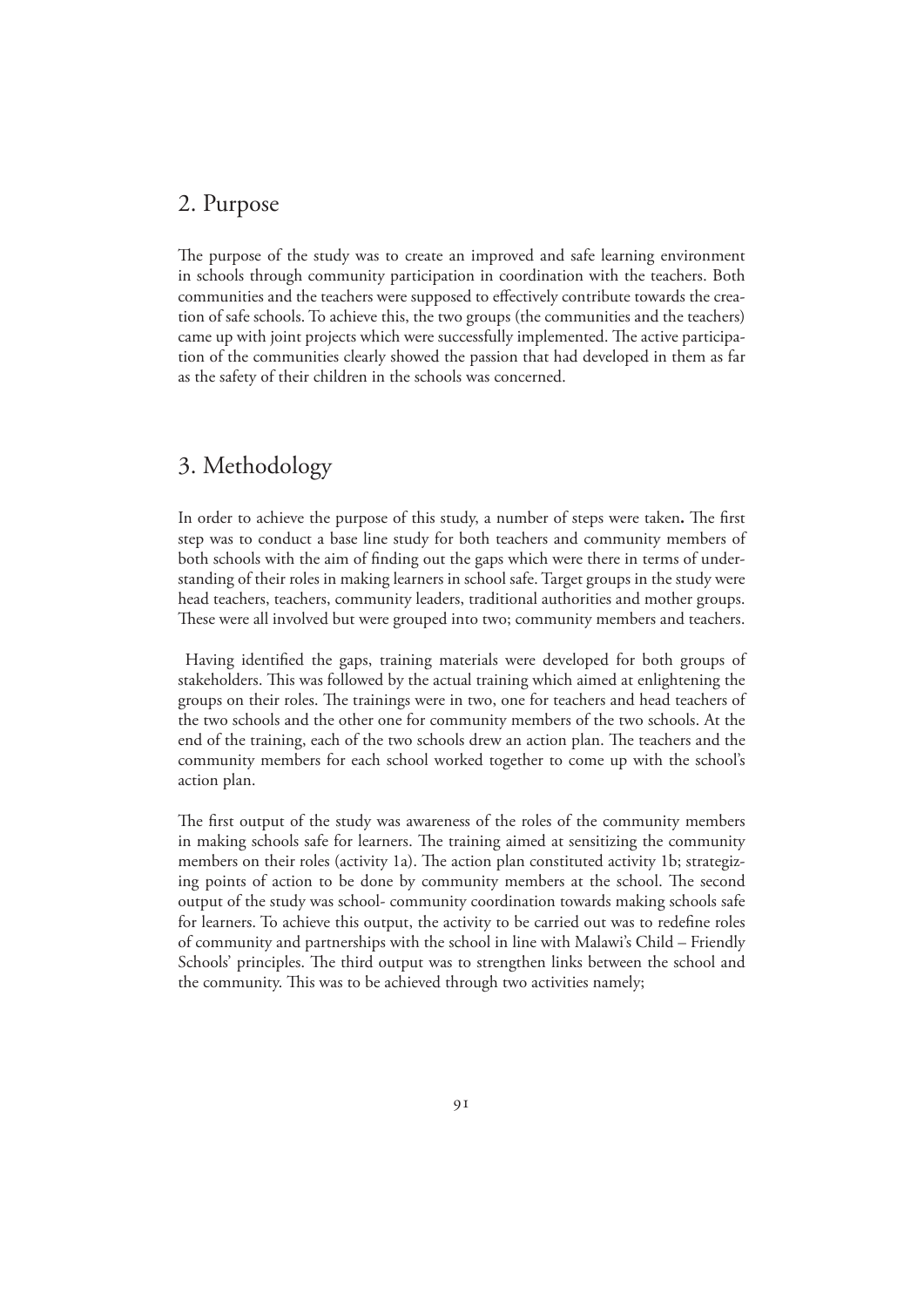## 2. Purpose

The purpose of the study was to create an improved and safe learning environment in schools through community participation in coordination with the teachers. Both communities and the teachers were supposed to effectively contribute towards the creation of safe schools. To achieve this, the two groups (the communities and the teachers) came up with joint projects which were successfully implemented. The active participation of the communities clearly showed the passion that had developed in them as far as the safety of their children in the schools was concerned.

## 3. Methodology

In order to achieve the purpose of this study, a number of steps were taken**.** The first step was to conduct a base line study for both teachers and community members of both schools with the aim of finding out the gaps which were there in terms of understanding of their roles in making learners in school safe. Target groups in the study were head teachers, teachers, community leaders, traditional authorities and mother groups. These were all involved but were grouped into two; community members and teachers.

Having identified the gaps, training materials were developed for both groups of stakeholders. This was followed by the actual training which aimed at enlightening the groups on their roles. The trainings were in two, one for teachers and head teachers of the two schools and the other one for community members of the two schools. At the end of the training, each of the two schools drew an action plan. The teachers and the community members for each school worked together to come up with the school's action plan.

The first output of the study was awareness of the roles of the community members in making schools safe for learners. The training aimed at sensitizing the community members on their roles (activity 1a). The action plan constituted activity 1b; strategizing points of action to be done by community members at the school. The second output of the study was school- community coordination towards making schools safe for learners. To achieve this output, the activity to be carried out was to redefine roles of community and partnerships with the school in line with Malawi's Child – Friendly Schools' principles. The third output was to strengthen links between the school and the community. This was to be achieved through two activities namely;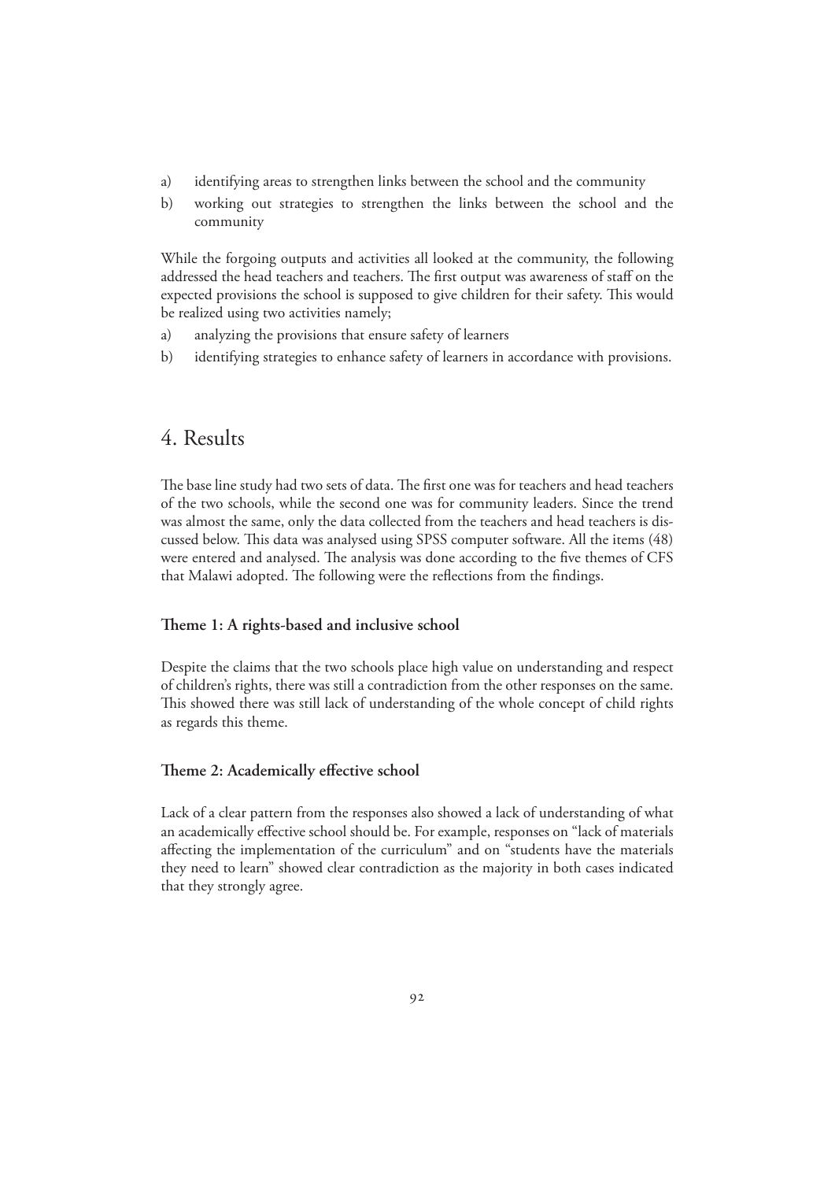a) identifying areas to strengthen links between the school and the community
b) working out strategies to strengthen the links between the school and the community

While the forgoing outputs and activities all looked at the community, the following addressed the head teachers and teachers. The first output was awareness of staff on the expected provisions the school is supposed to give children for their safety. This would be realized using two activities namely;

a) analyzing the provisions that ensure safety of learners
b) identifying strategies to enhance safety of learners in accordance with provisions.

# 4. Results

The base line study had two sets of data. The first one was for teachers and head teachers of the two schools, while the second one was for community leaders. Since the trend was almost the same, only the data collected from the teachers and head teachers is discussed below. This data was analysed using SPSS computer software. All the items (48) were entered and analysed. The analysis was done according to the five themes of CFS that Malawi adopted. The following were the reflections from the findings.

### Theme 1: A rights-based and inclusive school

Despite the claims that the two schools place high value on understanding and respect of children's rights, there was still a contradiction from the other responses on the same. This showed there was still lack of understanding of the whole concept of child rights as regards this theme.

### Theme 2: Academically effective school

Lack of a clear pattern from the responses also showed a lack of understanding of what an academically effective school should be. For example, responses on "lack of materials affecting the implementation of the curriculum" and on "students have the materials they need to learn" showed clear contradiction as the majority in both cases indicated that they strongly agree.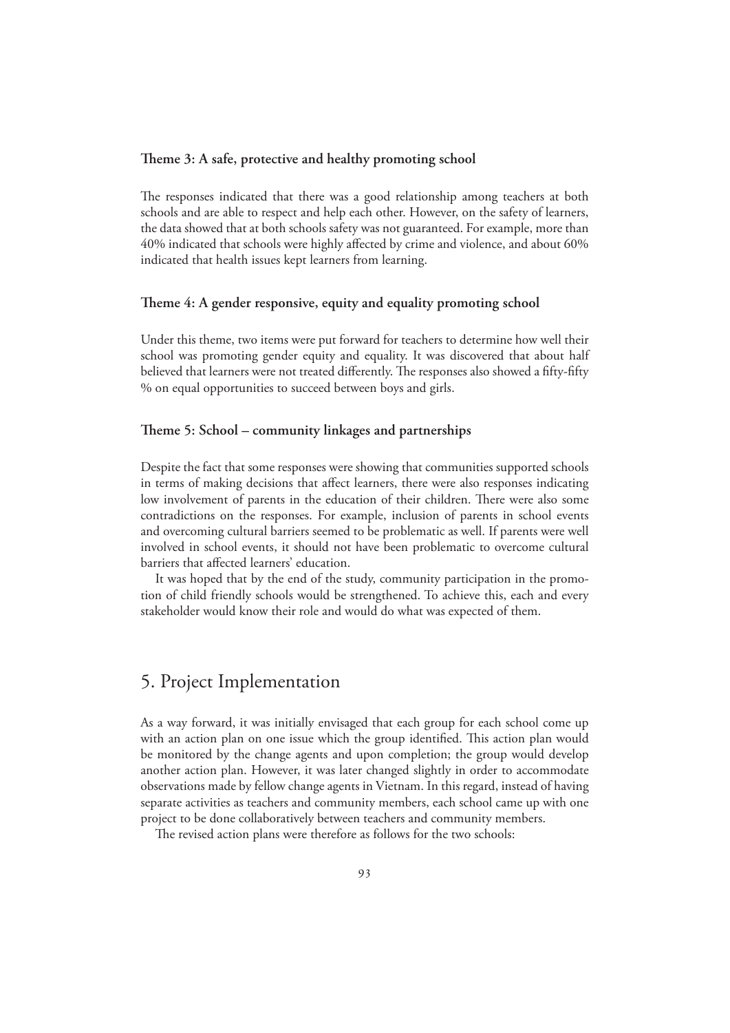**Theme 3: A safe, protective and healthy promoting school**

The responses indicated that there was a good relationship among teachers at both schools and are able to respect and help each other. However, on the safety of learners, the data showed that at both schools safety was not guaranteed. For example, more than 40% indicated that schools were highly affected by crime and violence, and about 60% indicated that health issues kept learners from learning.

**Theme 4: A gender responsive, equity and equality promoting school**

Under this theme, two items were put forward for teachers to determine how well their school was promoting gender equity and equality. It was discovered that about half believed that learners were not treated differently. The responses also showed a fifty-fifty % on equal opportunities to succeed between boys and girls.

**Theme 5: School – community linkages and partnerships**

Despite the fact that some responses were showing that communities supported schools in terms of making decisions that affect learners, there were also responses indicating low involvement of parents in the education of their children. There were also some contradictions on the responses. For example, inclusion of parents in school events and overcoming cultural barriers seemed to be problematic as well. If parents were well involved in school events, it should not have been problematic to overcome cultural barriers that affected learners' education.

It was hoped that by the end of the study, community participation in the promotion of child friendly schools would be strengthened. To achieve this, each and every stakeholder would know their role and would do what was expected of them.

## 5. Project Implementation

As a way forward, it was initially envisaged that each group for each school come up with an action plan on one issue which the group identified. This action plan would be monitored by the change agents and upon completion; the group would develop another action plan. However, it was later changed slightly in order to accommodate observations made by fellow change agents in Vietnam. In this regard, instead of having separate activities as teachers and community members, each school came up with one project to be done collaboratively between teachers and community members.

The revised action plans were therefore as follows for the two schools: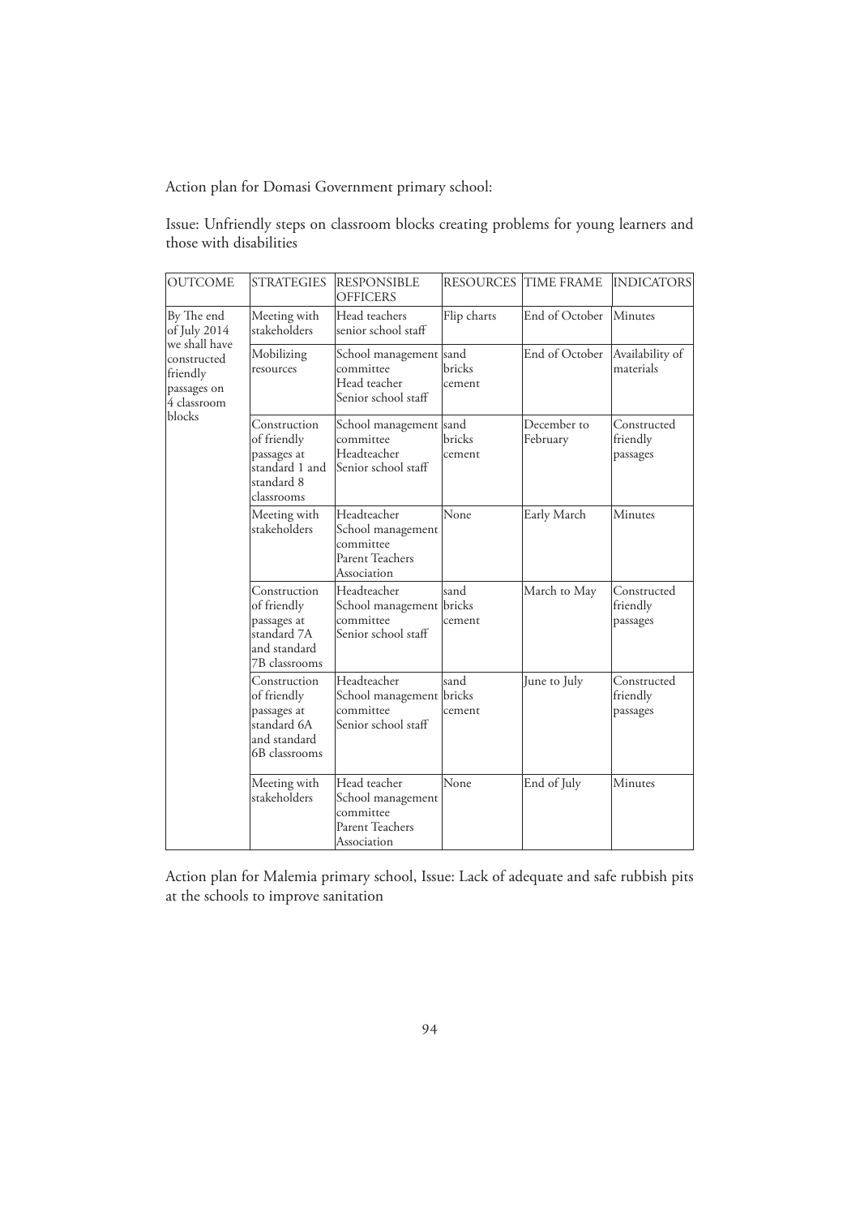Action plan for Domasi Government primary school:

Issue: Unfriendly steps on classroom blocks creating problems for young learners and those with disabilities

| OUTCOME | STRATEGIES | RESPONSIBLE OFFICERS | RESOURCES | TIME FRAME | INDICATORS |
|---|---|---|---|---|---|
| By The end of July 2014 we shall have constructed friendly passages on 4 classroom blocks | Meeting with stakeholders | Head teachers senior school staff | Flip charts | End of October | Minutes |
| | Mobilizing resources | School management committee Head teacher Senior school staff | sand bricks cement | End of October | Availability of materials |
| | Construction of friendly passages at standard 1 and standard 8 classrooms | School management committee Headteacher Senior school staff | sand bricks cement | December to February | Constructed friendly passages |
| | Meeting with stakeholders | Headteacher School management committee Parent Teachers Association | None | Early March | Minutes |
| | Construction of friendly passages at standard 7A and standard 7B classrooms | Headteacher School management committee Senior school staff | sand bricks cement | March to May | Constructed friendly passages |
| | Construction of friendly passages at standard 6A and standard 6B classrooms | Headteacher School management committee Senior school staff | sand bricks cement | June to July | Constructed friendly passages |
| | Meeting with stakeholders | Head teacher School management committee Parent Teachers Association | None | End of July | Minutes |

Action plan for Malemia primary school, Issue: Lack of adequate and safe rubbish pits at the schools to improve sanitation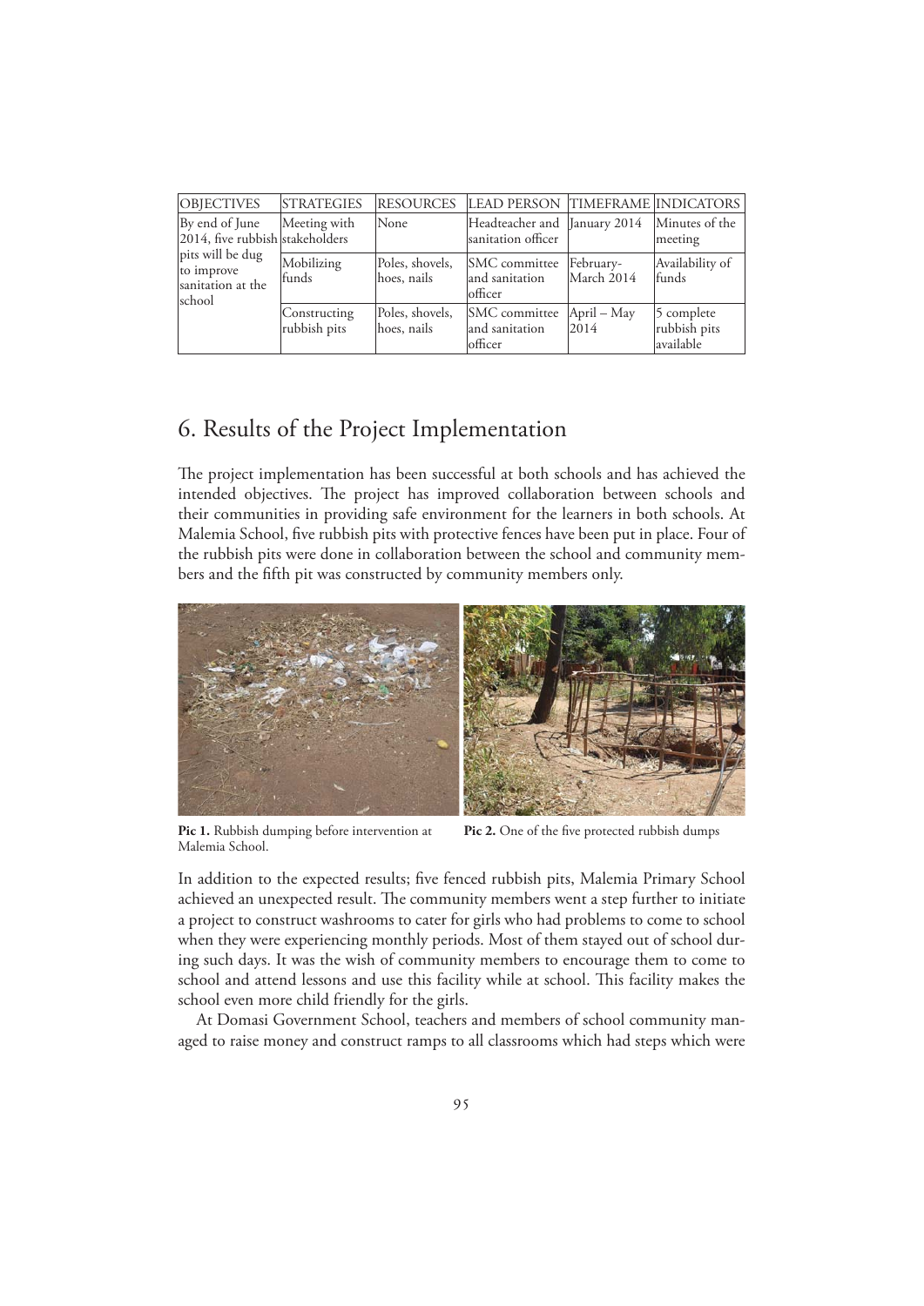| OBJECTIVES | STRATEGIES | RESOURCES | LEAD PERSON | TIMEFRAME | INDICATORS |
|---|---|---|---|---|---|
| By end of June 2014, five rubbish pits will be dug to improve sanitation at the school | Meeting with stakeholders | None | Headteacher and sanitation officer | January 2014 | Minutes of the meeting |
| | Mobilizing funds | Poles, shovels, hoes, nails | SMC committee and sanitation officer | February-March 2014 | Availability of funds |
| | Constructing rubbish pits | Poles, shovels, hoes, nails | SMC committee and sanitation officer | April – May 2014 | 5 complete rubbish pits available |

## 6. Results of the Project Implementation

The project implementation has been successful at both schools and has achieved the intended objectives. The project has improved collaboration between schools and their communities in providing safe environment for the learners in both schools. At Malemia School, five rubbish pits with protective fences have been put in place. Four of the rubbish pits were done in collaboration between the school and community members and the fifth pit was constructed by community members only.

**Pic 1.** Rubbish dumping before intervention at Malemia School.

**Pic 2.** One of the five protected rubbish dumps

In addition to the expected results; five fenced rubbish pits, Malemia Primary School achieved an unexpected result. The community members went a step further to initiate a project to construct washrooms to cater for girls who had problems to come to school when they were experiencing monthly periods. Most of them stayed out of school during such days. It was the wish of community members to encourage them to come to school and attend lessons and use this facility while at school. This facility makes the school even more child friendly for the girls.

At Domasi Government School, teachers and members of school community managed to raise money and construct ramps to all classrooms which had steps which were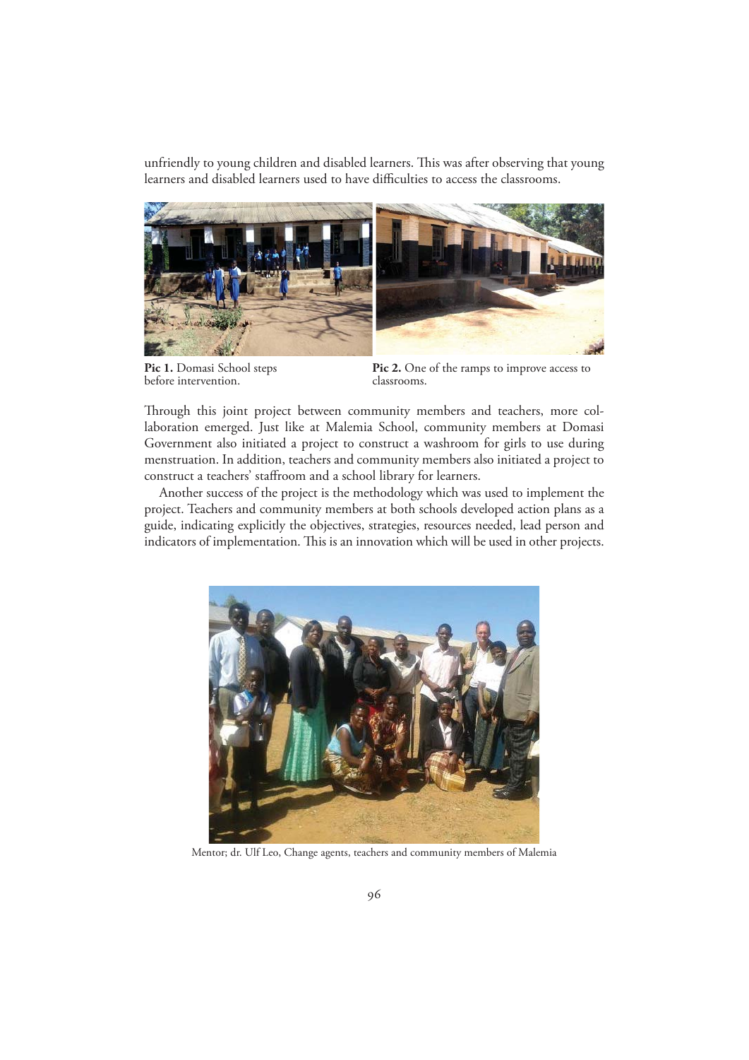unfriendly to young children and disabled learners. This was after observing that young learners and disabled learners used to have difficulties to access the classrooms.

**Pic 1.** Domasi School steps before intervention.

**Pic 2.** One of the ramps to improve access to classrooms.

Through this joint project between community members and teachers, more collaboration emerged. Just like at Malemia School, community members at Domasi Government also initiated a project to construct a washroom for girls to use during menstruation. In addition, teachers and community members also initiated a project to construct a teachers' staffroom and a school library for learners.

Another success of the project is the methodology which was used to implement the project. Teachers and community members at both schools developed action plans as a guide, indicating explicitly the objectives, strategies, resources needed, lead person and indicators of implementation. This is an innovation which will be used in other projects.

Mentor; dr. Ulf Leo, Change agents, teachers and community members of Malemia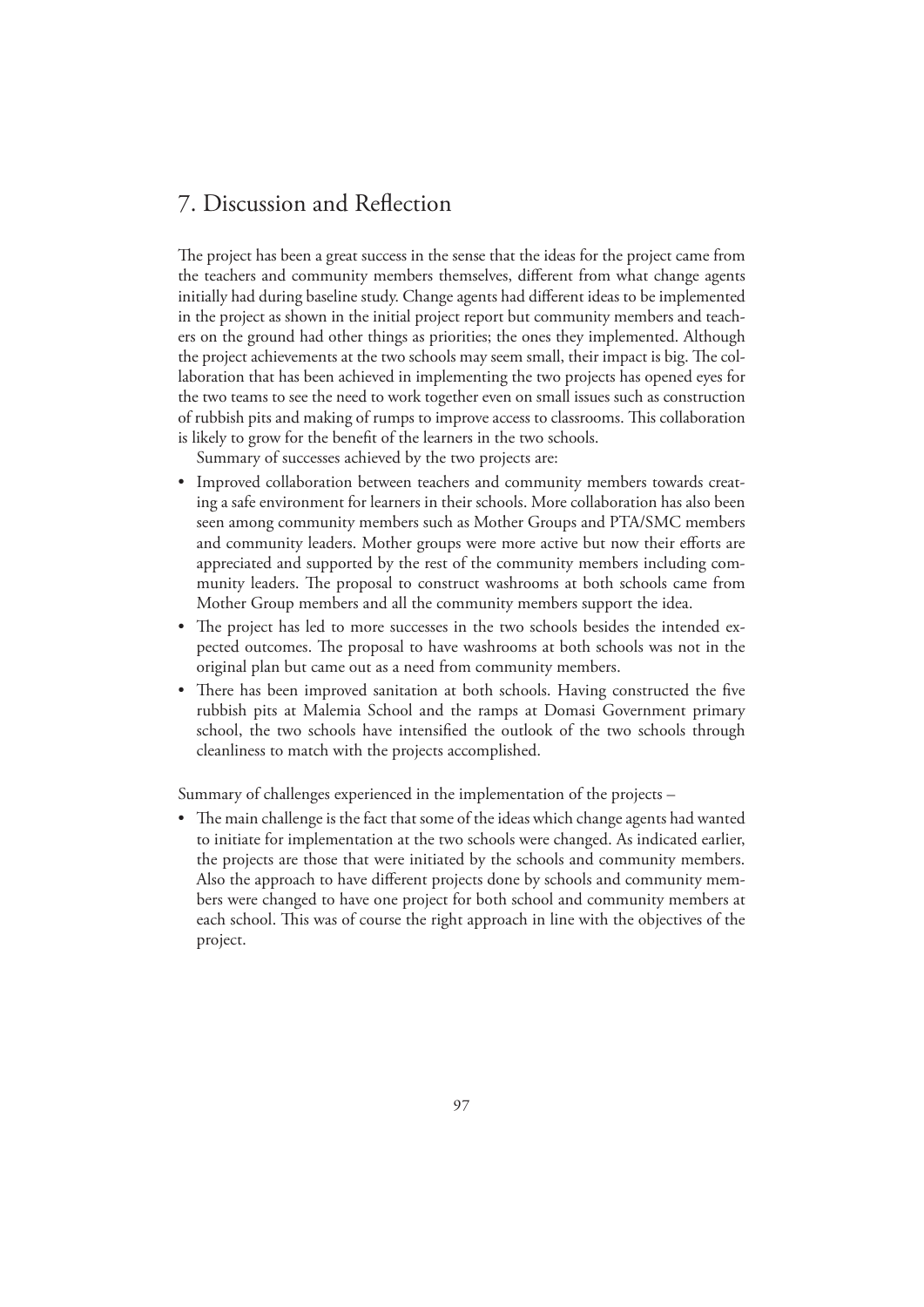## 7. Discussion and Reflection

The project has been a great success in the sense that the ideas for the project came from the teachers and community members themselves, different from what change agents initially had during baseline study. Change agents had different ideas to be implemented in the project as shown in the initial project report but community members and teachers on the ground had other things as priorities; the ones they implemented. Although the project achievements at the two schools may seem small, their impact is big. The collaboration that has been achieved in implementing the two projects has opened eyes for the two teams to see the need to work together even on small issues such as construction of rubbish pits and making of rumps to improve access to classrooms. This collaboration is likely to grow for the benefit of the learners in the two schools.

Summary of successes achieved by the two projects are:

- Improved collaboration between teachers and community members towards creating a safe environment for learners in their schools. More collaboration has also been seen among community members such as Mother Groups and PTA/SMC members and community leaders. Mother groups were more active but now their efforts are appreciated and supported by the rest of the community members including community leaders. The proposal to construct washrooms at both schools came from Mother Group members and all the community members support the idea.
- The project has led to more successes in the two schools besides the intended expected outcomes. The proposal to have washrooms at both schools was not in the original plan but came out as a need from community members.
- There has been improved sanitation at both schools. Having constructed the five rubbish pits at Malemia School and the ramps at Domasi Government primary school, the two schools have intensified the outlook of the two schools through cleanliness to match with the projects accomplished.

Summary of challenges experienced in the implementation of the projects –

- The main challenge is the fact that some of the ideas which change agents had wanted to initiate for implementation at the two schools were changed. As indicated earlier, the projects are those that were initiated by the schools and community members. Also the approach to have different projects done by schools and community members were changed to have one project for both school and community members at each school. This was of course the right approach in line with the objectives of the project.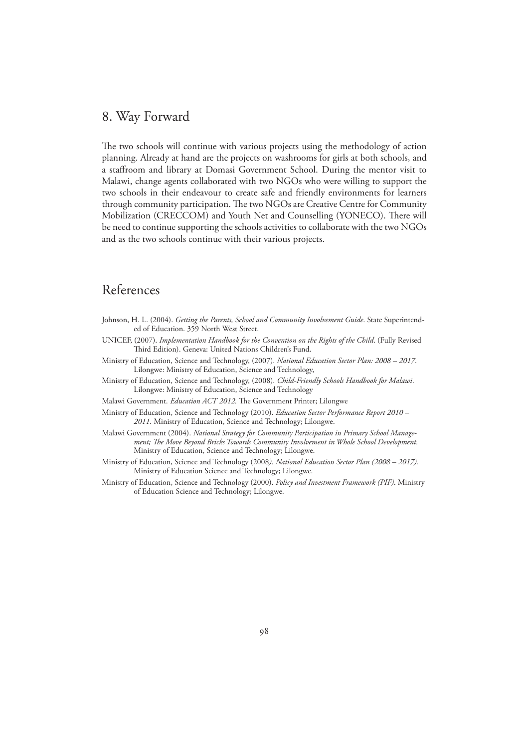## 8. Way Forward

The two schools will continue with various projects using the methodology of action planning. Already at hand are the projects on washrooms for girls at both schools, and a staffroom and library at Domasi Government School. During the mentor visit to Malawi, change agents collaborated with two NGOs who were willing to support the two schools in their endeavour to create safe and friendly environments for learners through community participation. The two NGOs are Creative Centre for Community Mobilization (CRECCOM) and Youth Net and Counselling (YONECO). There will be need to continue supporting the schools activities to collaborate with the two NGOs and as the two schools continue with their various projects.

## References

Johnson, H. L. (2004). *Getting the Parents, School and Community Involvement Guide*. State Superintended of Education. 359 North West Street.

UNICEF, (2007). *Implementation Handbook for the Convention on the Rights of the Child*. (Fully Revised Third Edition). Geneva: United Nations Children's Fund.

Ministry of Education, Science and Technology, (2007). *National Education Sector Plan: 2008 – 2017*. Lilongwe: Ministry of Education, Science and Technology,

Ministry of Education, Science and Technology, (2008). *Child-Friendly Schools Handbook for Malawi*. Lilongwe: Ministry of Education, Science and Technology

Malawi Government. *Education ACT 2012.* The Government Printer; Lilongwe

Ministry of Education, Science and Technology (2010). *Education Sector Performance Report 2010 – 2011.* Ministry of Education, Science and Technology; Lilongwe.

Malawi Government (2004). *National Strategy for Community Participation in Primary School Management; The Move Beyond Bricks Towards Community Involvement in Whole School Development.* Ministry of Education, Science and Technology; Lilongwe.

Ministry of Education, Science and Technology (2008*). National Education Sector Plan (2008 – 2017).* Ministry of Education Science and Technology; Lilongwe.

Ministry of Education, Science and Technology (2000). *Policy and Investment Framework (PIF)*. Ministry of Education Science and Technology; Lilongwe.